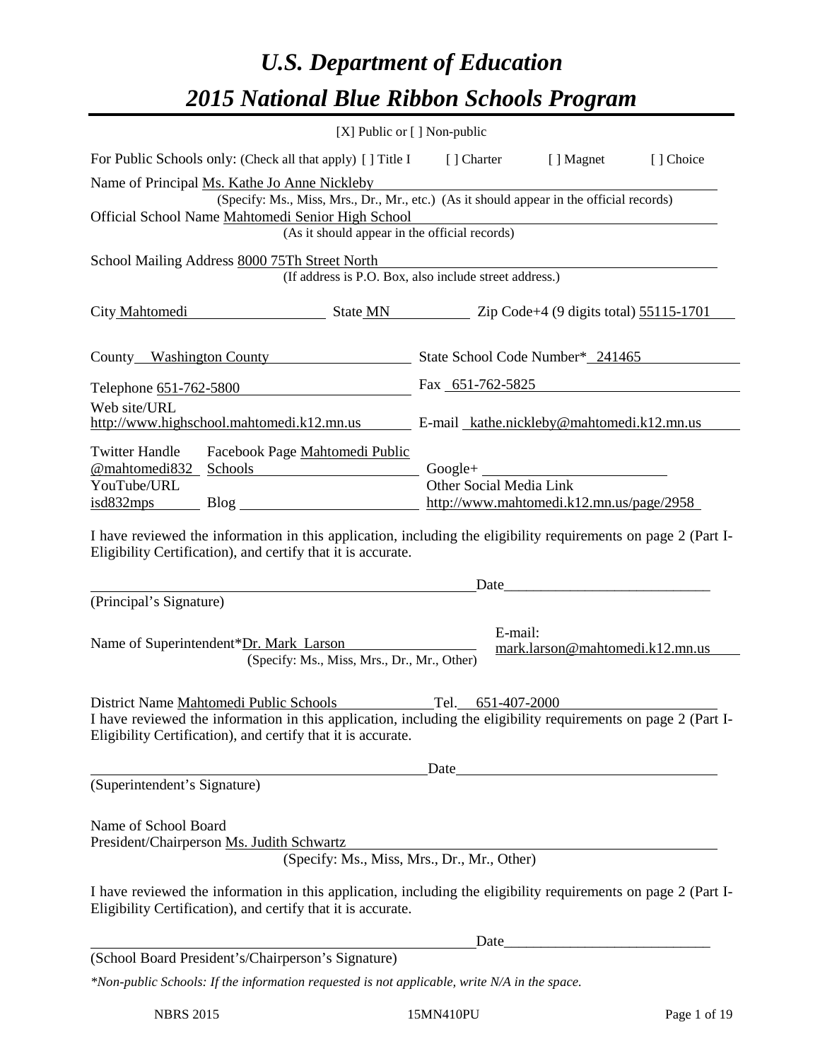# *U.S. Department of Education*

# *2015 National Blue Ribbon Schools Program*

[X] Public or [ ] Non-public

For Public Schools only: (Check all that apply) [ ] Title I [ ] Charter [ ] Magnet [ ] Choice

Name of Principal Ms. Kathe Jo Anne Nickleby
(Specify: Ms., Miss, Mrs., Dr., Mr., etc.) (As it should appear in the official records)

Official School Name Mahtomedi Senior High School
(As it should appear in the official records)

School Mailing Address 8000 75Th Street North
(If address is P.O. Box, also include street address.)

City Mahtomedi State MN Zip Code+4 (9 digits total) 55115-1701

County Washington County State School Code Number* 241465

Telephone 651-762-5800 Fax 651-762-5825

Web site/URL http://www.highschool.mahtomedi.k12.mn.us E-mail kathe.nickleby@mahtomedi.k12.mn.us

Twitter Handle @mahtomedi832 Facebook Page Mahtomedi Public Schools Google+

YouTube/URL isd832mps Blog Other Social Media Link http://www.mahtomedi.k12.mn.us/page/2958

I have reviewed the information in this application, including the eligibility requirements on page 2 (Part I-Eligibility Certification), and certify that it is accurate.

Date

(Principal's Signature)

Name of Superintendent*Dr. Mark Larson E-mail: mark.larson@mahtomedi.k12.mn.us
(Specify: Ms., Miss, Mrs., Dr., Mr., Other)

District Name Mahtomedi Public Schools Tel. 651-407-2000

I have reviewed the information in this application, including the eligibility requirements on page 2 (Part I-Eligibility Certification), and certify that it is accurate.

Date

(Superintendent's Signature)

Name of School Board President/Chairperson Ms. Judith Schwartz
(Specify: Ms., Miss, Mrs., Dr., Mr., Other)

I have reviewed the information in this application, including the eligibility requirements on page 2 (Part I-Eligibility Certification), and certify that it is accurate.

Date

(School Board President's/Chairperson's Signature)

*\*Non-public Schools: If the information requested is not applicable, write N/A in the space.*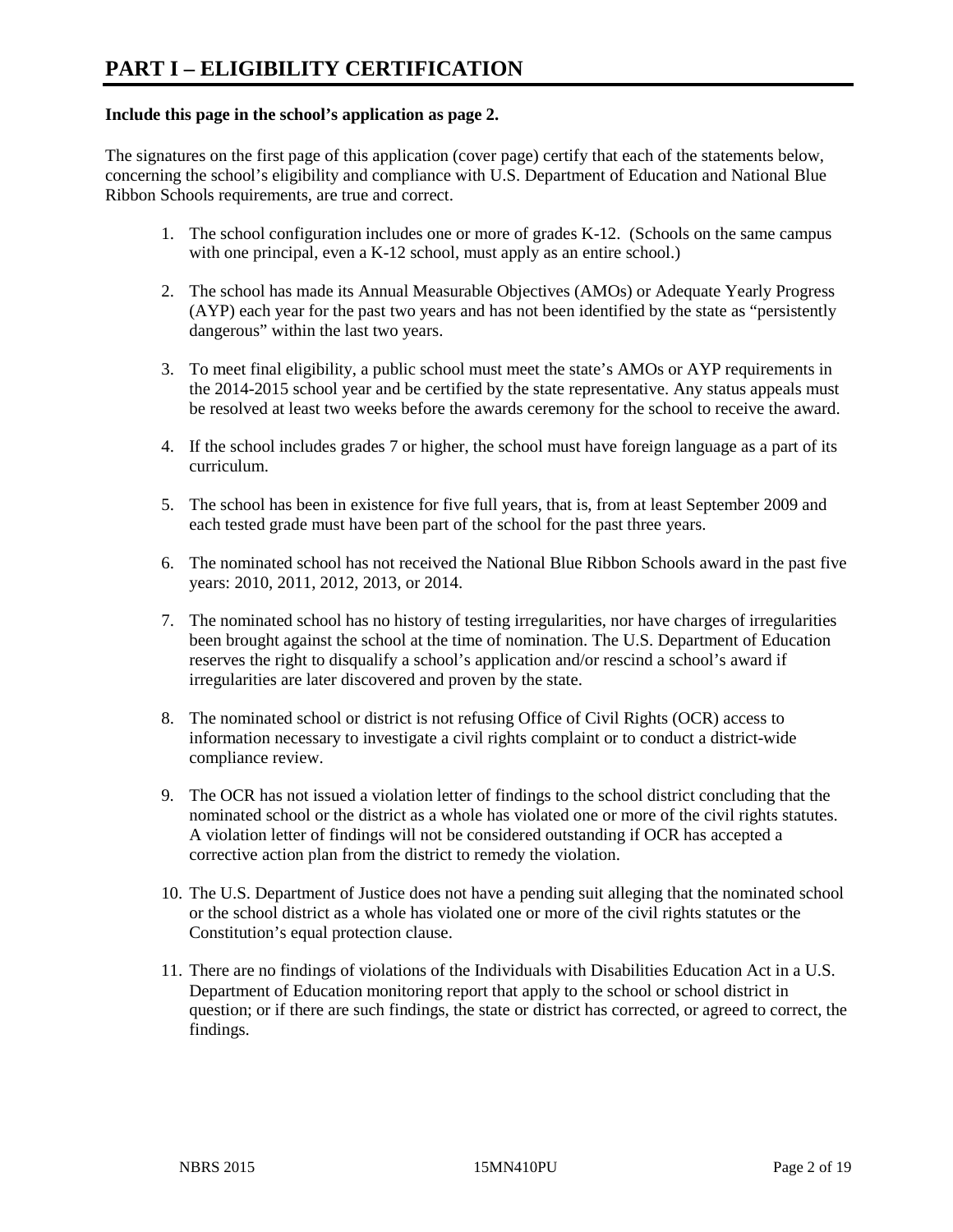# PART I – ELIGIBILITY CERTIFICATION

**Include this page in the school's application as page 2.**

The signatures on the first page of this application (cover page) certify that each of the statements below, concerning the school's eligibility and compliance with U.S. Department of Education and National Blue Ribbon Schools requirements, are true and correct.

1. The school configuration includes one or more of grades K-12. (Schools on the same campus with one principal, even a K-12 school, must apply as an entire school.)
2. The school has made its Annual Measurable Objectives (AMOs) or Adequate Yearly Progress (AYP) each year for the past two years and has not been identified by the state as "persistently dangerous" within the last two years.
3. To meet final eligibility, a public school must meet the state's AMOs or AYP requirements in the 2014-2015 school year and be certified by the state representative. Any status appeals must be resolved at least two weeks before the awards ceremony for the school to receive the award.
4. If the school includes grades 7 or higher, the school must have foreign language as a part of its curriculum.
5. The school has been in existence for five full years, that is, from at least September 2009 and each tested grade must have been part of the school for the past three years.
6. The nominated school has not received the National Blue Ribbon Schools award in the past five years: 2010, 2011, 2012, 2013, or 2014.
7. The nominated school has no history of testing irregularities, nor have charges of irregularities been brought against the school at the time of nomination. The U.S. Department of Education reserves the right to disqualify a school's application and/or rescind a school's award if irregularities are later discovered and proven by the state.
8. The nominated school or district is not refusing Office of Civil Rights (OCR) access to information necessary to investigate a civil rights complaint or to conduct a district-wide compliance review.
9. The OCR has not issued a violation letter of findings to the school district concluding that the nominated school or the district as a whole has violated one or more of the civil rights statutes. A violation letter of findings will not be considered outstanding if OCR has accepted a corrective action plan from the district to remedy the violation.
10. The U.S. Department of Justice does not have a pending suit alleging that the nominated school or the school district as a whole has violated one or more of the civil rights statutes or the Constitution's equal protection clause.
11. There are no findings of violations of the Individuals with Disabilities Education Act in a U.S. Department of Education monitoring report that apply to the school or school district in question; or if there are such findings, the state or district has corrected, or agreed to correct, the findings.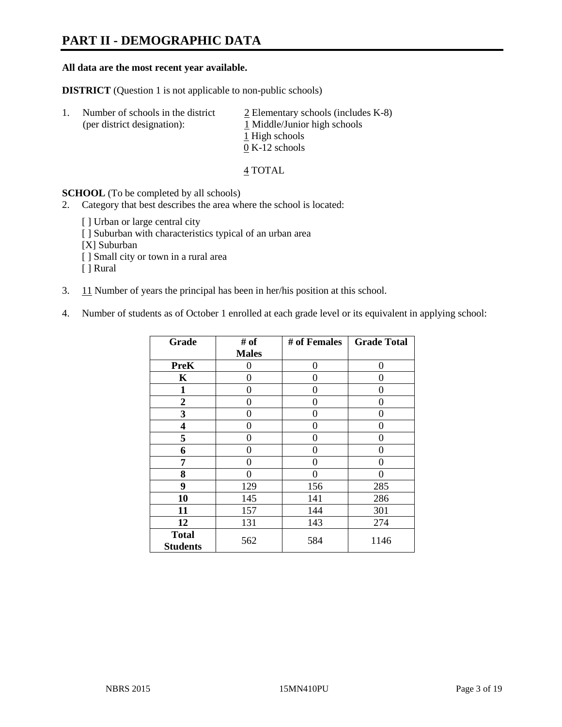# PART II - DEMOGRAPHIC DATA

**All data are the most recent year available.**

**DISTRICT** (Question 1 is not applicable to non-public schools)

1. Number of schools in the district (per district designation):
   - 2 Elementary schools (includes K-8)
   - 1 Middle/Junior high schools
   - 1 High schools
   - 0 K-12 schools

   4 TOTAL

**SCHOOL** (To be completed by all schools)

2. Category that best describes the area where the school is located:

   [ ] Urban or large central city
   [ ] Suburban with characteristics typical of an urban area
   [X] Suburban
   [ ] Small city or town in a rural area
   [ ] Rural

3. 11 Number of years the principal has been in her/his position at this school.

4. Number of students as of October 1 enrolled at each grade level or its equivalent in applying school:

| Grade | # of Males | # of Females | Grade Total |
|---|---|---|---|
| **PreK** | 0 | 0 | 0 |
| **K** | 0 | 0 | 0 |
| **1** | 0 | 0 | 0 |
| **2** | 0 | 0 | 0 |
| **3** | 0 | 0 | 0 |
| **4** | 0 | 0 | 0 |
| **5** | 0 | 0 | 0 |
| **6** | 0 | 0 | 0 |
| **7** | 0 | 0 | 0 |
| **8** | 0 | 0 | 0 |
| **9** | 129 | 156 | 285 |
| **10** | 145 | 141 | 286 |
| **11** | 157 | 144 | 301 |
| **12** | 131 | 143 | 274 |
| **Total Students** | 562 | 584 | 1146 |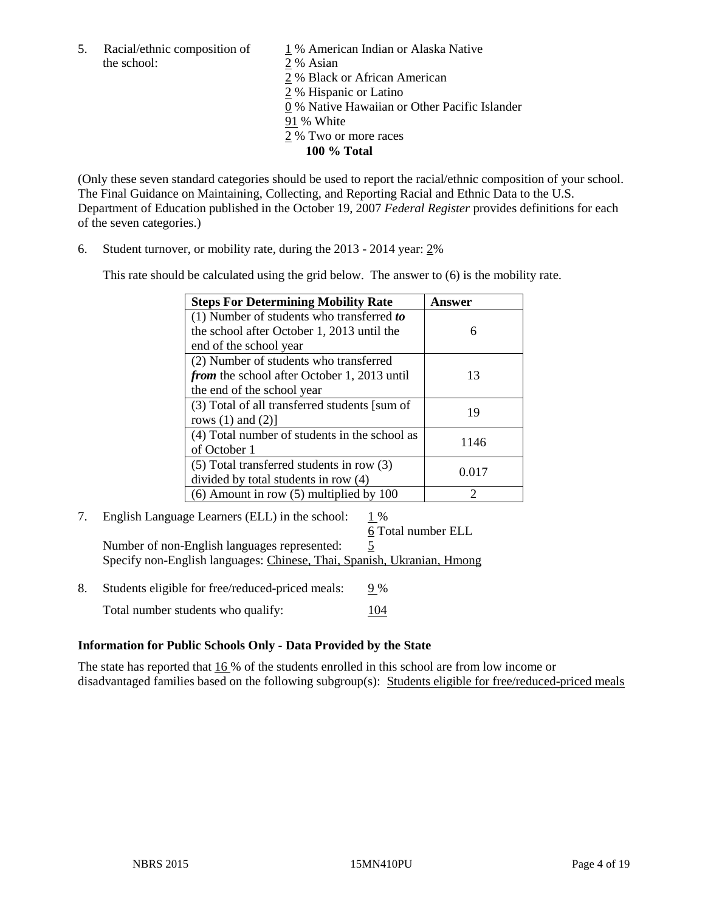5. Racial/ethnic composition of the school:

1 % American Indian or Alaska Native
2 % Asian
2 % Black or African American
2 % Hispanic or Latino
0 % Native Hawaiian or Other Pacific Islander
91 % White
2 % Two or more races
**100 % Total**

(Only these seven standard categories should be used to report the racial/ethnic composition of your school. The Final Guidance on Maintaining, Collecting, and Reporting Racial and Ethnic Data to the U.S. Department of Education published in the October 19, 2007 *Federal Register* provides definitions for each of the seven categories.)

6. Student turnover, or mobility rate, during the 2013 - 2014 year: 2%

This rate should be calculated using the grid below. The answer to (6) is the mobility rate.

| **Steps For Determining Mobility Rate** | **Answer** |
|---|---|
| (1) Number of students who transferred ***to*** the school after October 1, 2013 until the end of the school year | 6 |
| (2) Number of students who transferred ***from*** the school after October 1, 2013 until the end of the school year | 13 |
| (3) Total of all transferred students [sum of rows (1) and (2)] | 19 |
| (4) Total number of students in the school as of October 1 | 1146 |
| (5) Total transferred students in row (3) divided by total students in row (4) | 0.017 |
| (6) Amount in row (5) multiplied by 100 | 2 |

7. English Language Learners (ELL) in the school: 1 %
6 Total number ELL
Number of non-English languages represented: 5
Specify non-English languages: Chinese, Thai, Spanish, Ukranian, Hmong

8. Students eligible for free/reduced-priced meals: 9 %
Total number students who qualify: 104

**Information for Public Schools Only - Data Provided by the State**

The state has reported that 16 % of the students enrolled in this school are from low income or disadvantaged families based on the following subgroup(s): Students eligible for free/reduced-priced meals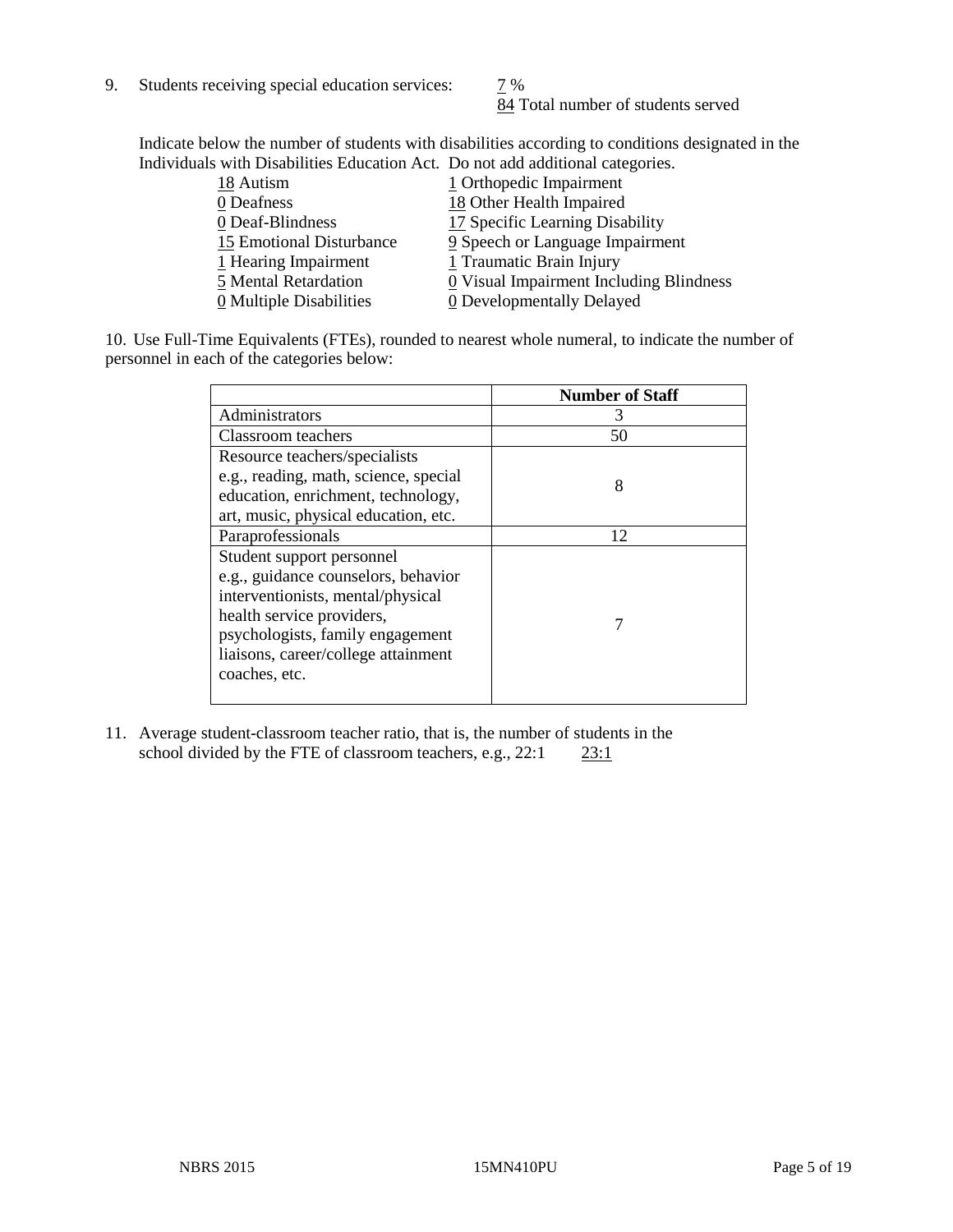9. Students receiving special education services: 7 %
84 Total number of students served

Indicate below the number of students with disabilities according to conditions designated in the Individuals with Disabilities Education Act. Do not add additional categories.

| | |
|---|---|
| 18 Autism | 1 Orthopedic Impairment |
| 0 Deafness | 18 Other Health Impaired |
| 0 Deaf-Blindness | 17 Specific Learning Disability |
| 15 Emotional Disturbance | 9 Speech or Language Impairment |
| 1 Hearing Impairment | 1 Traumatic Brain Injury |
| 5 Mental Retardation | 0 Visual Impairment Including Blindness |
| 0 Multiple Disabilities | 0 Developmentally Delayed |

10. Use Full-Time Equivalents (FTEs), rounded to nearest whole numeral, to indicate the number of personnel in each of the categories below:

| | Number of Staff |
|---|---|
| Administrators | 3 |
| Classroom teachers | 50 |
| Resource teachers/specialists e.g., reading, math, science, special education, enrichment, technology, art, music, physical education, etc. | 8 |
| Paraprofessionals | 12 |
| Student support personnel e.g., guidance counselors, behavior interventionists, mental/physical health service providers, psychologists, family engagement liaisons, career/college attainment coaches, etc. | 7 |

11. Average student-classroom teacher ratio, that is, the number of students in the school divided by the FTE of classroom teachers, e.g., 22:1 23:1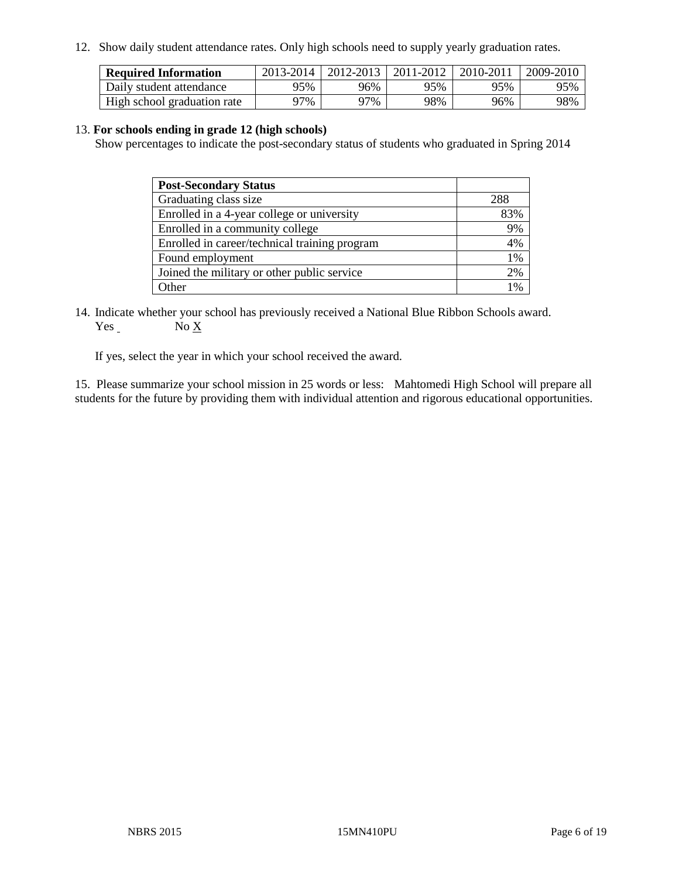12. Show daily student attendance rates. Only high schools need to supply yearly graduation rates.

| Required Information | 2013-2014 | 2012-2013 | 2011-2012 | 2010-2011 | 2009-2010 |
|---|---|---|---|---|---|
| Daily student attendance | 95% | 96% | 95% | 95% | 95% |
| High school graduation rate | 97% | 97% | 98% | 96% | 98% |

13. **For schools ending in grade 12 (high schools)**
Show percentages to indicate the post-secondary status of students who graduated in Spring 2014

| Post-Secondary Status | |
|---|---|
| Graduating class size | 288 |
| Enrolled in a 4-year college or university | 83% |
| Enrolled in a community college | 9% |
| Enrolled in career/technical training program | 4% |
| Found employment | 1% |
| Joined the military or other public service | 2% |
| Other | 1% |

14. Indicate whether your school has previously received a National Blue Ribbon Schools award.
Yes ___ No X

If yes, select the year in which your school received the award.

15. Please summarize your school mission in 25 words or less: Mahtomedi High School will prepare all students for the future by providing them with individual attention and rigorous educational opportunities.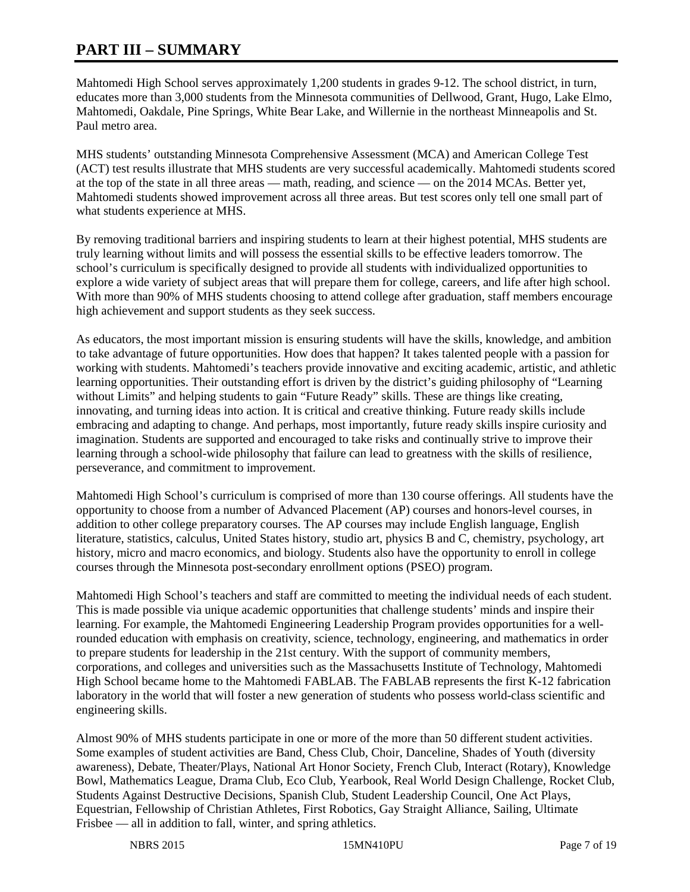# PART III – SUMMARY

Mahtomedi High School serves approximately 1,200 students in grades 9-12. The school district, in turn, educates more than 3,000 students from the Minnesota communities of Dellwood, Grant, Hugo, Lake Elmo, Mahtomedi, Oakdale, Pine Springs, White Bear Lake, and Willernie in the northeast Minneapolis and St. Paul metro area.

MHS students' outstanding Minnesota Comprehensive Assessment (MCA) and American College Test (ACT) test results illustrate that MHS students are very successful academically. Mahtomedi students scored at the top of the state in all three areas — math, reading, and science — on the 2014 MCAs. Better yet, Mahtomedi students showed improvement across all three areas. But test scores only tell one small part of what students experience at MHS.

By removing traditional barriers and inspiring students to learn at their highest potential, MHS students are truly learning without limits and will possess the essential skills to be effective leaders tomorrow. The school's curriculum is specifically designed to provide all students with individualized opportunities to explore a wide variety of subject areas that will prepare them for college, careers, and life after high school. With more than 90% of MHS students choosing to attend college after graduation, staff members encourage high achievement and support students as they seek success.

As educators, the most important mission is ensuring students will have the skills, knowledge, and ambition to take advantage of future opportunities. How does that happen? It takes talented people with a passion for working with students. Mahtomedi's teachers provide innovative and exciting academic, artistic, and athletic learning opportunities. Their outstanding effort is driven by the district's guiding philosophy of "Learning without Limits" and helping students to gain "Future Ready" skills. These are things like creating, innovating, and turning ideas into action. It is critical and creative thinking. Future ready skills include embracing and adapting to change. And perhaps, most importantly, future ready skills inspire curiosity and imagination. Students are supported and encouraged to take risks and continually strive to improve their learning through a school-wide philosophy that failure can lead to greatness with the skills of resilience, perseverance, and commitment to improvement.

Mahtomedi High School's curriculum is comprised of more than 130 course offerings. All students have the opportunity to choose from a number of Advanced Placement (AP) courses and honors-level courses, in addition to other college preparatory courses. The AP courses may include English language, English literature, statistics, calculus, United States history, studio art, physics B and C, chemistry, psychology, art history, micro and macro economics, and biology. Students also have the opportunity to enroll in college courses through the Minnesota post-secondary enrollment options (PSEO) program.

Mahtomedi High School's teachers and staff are committed to meeting the individual needs of each student. This is made possible via unique academic opportunities that challenge students' minds and inspire their learning. For example, the Mahtomedi Engineering Leadership Program provides opportunities for a well-rounded education with emphasis on creativity, science, technology, engineering, and mathematics in order to prepare students for leadership in the 21st century. With the support of community members, corporations, and colleges and universities such as the Massachusetts Institute of Technology, Mahtomedi High School became home to the Mahtomedi FABLAB. The FABLAB represents the first K-12 fabrication laboratory in the world that will foster a new generation of students who possess world-class scientific and engineering skills.

Almost 90% of MHS students participate in one or more of the more than 50 different student activities. Some examples of student activities are Band, Chess Club, Choir, Danceline, Shades of Youth (diversity awareness), Debate, Theater/Plays, National Art Honor Society, French Club, Interact (Rotary), Knowledge Bowl, Mathematics League, Drama Club, Eco Club, Yearbook, Real World Design Challenge, Rocket Club, Students Against Destructive Decisions, Spanish Club, Student Leadership Council, One Act Plays, Equestrian, Fellowship of Christian Athletes, First Robotics, Gay Straight Alliance, Sailing, Ultimate Frisbee — all in addition to fall, winter, and spring athletics.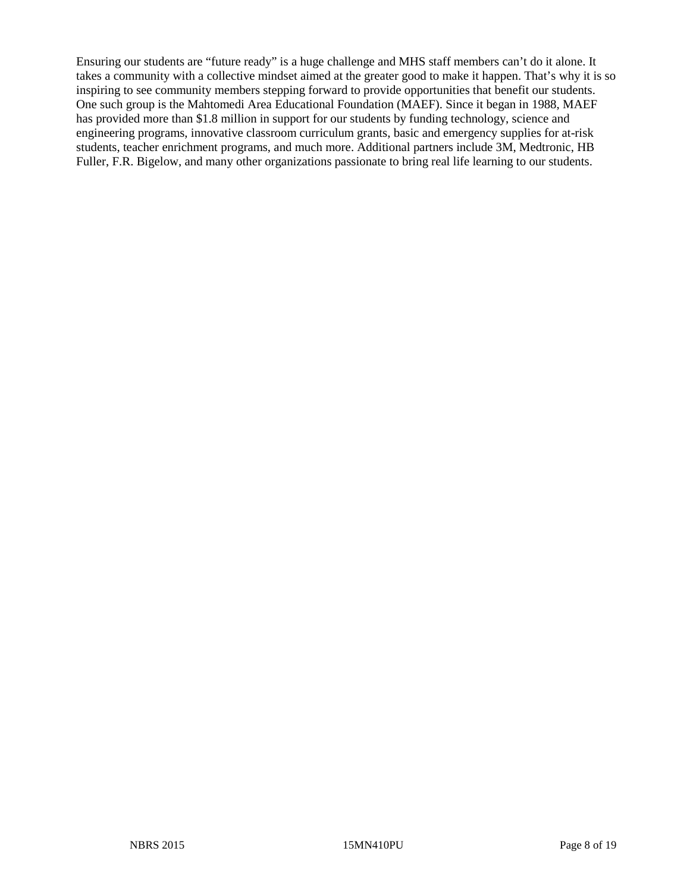Ensuring our students are "future ready" is a huge challenge and MHS staff members can't do it alone. It takes a community with a collective mindset aimed at the greater good to make it happen. That's why it is so inspiring to see community members stepping forward to provide opportunities that benefit our students. One such group is the Mahtomedi Area Educational Foundation (MAEF). Since it began in 1988, MAEF has provided more than $1.8 million in support for our students by funding technology, science and engineering programs, innovative classroom curriculum grants, basic and emergency supplies for at-risk students, teacher enrichment programs, and much more. Additional partners include 3M, Medtronic, HB Fuller, F.R. Bigelow, and many other organizations passionate to bring real life learning to our students.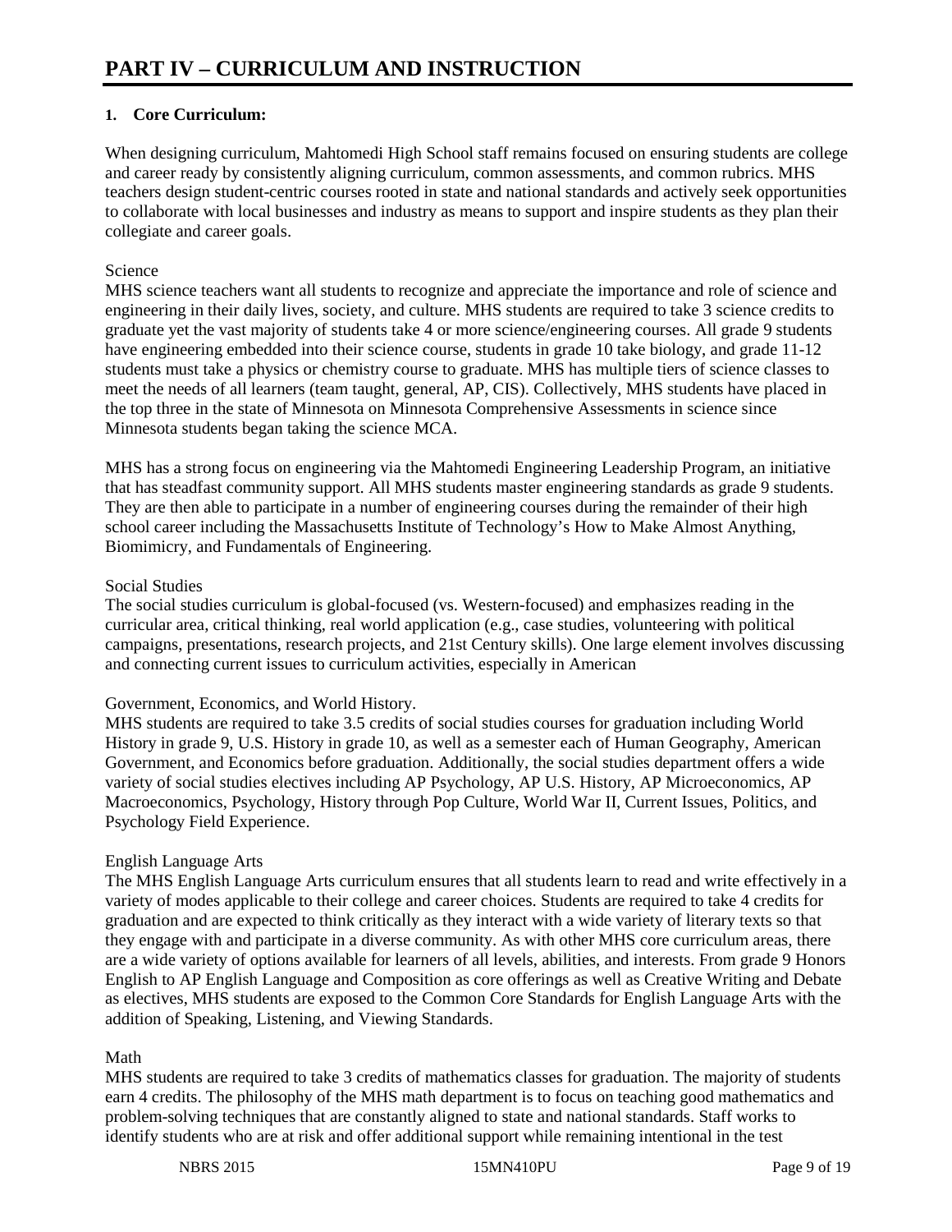# PART IV – CURRICULUM AND INSTRUCTION

**1. Core Curriculum:**

When designing curriculum, Mahtomedi High School staff remains focused on ensuring students are college and career ready by consistently aligning curriculum, common assessments, and common rubrics. MHS teachers design student-centric courses rooted in state and national standards and actively seek opportunities to collaborate with local businesses and industry as means to support and inspire students as they plan their collegiate and career goals.

Science

MHS science teachers want all students to recognize and appreciate the importance and role of science and engineering in their daily lives, society, and culture. MHS students are required to take 3 science credits to graduate yet the vast majority of students take 4 or more science/engineering courses. All grade 9 students have engineering embedded into their science course, students in grade 10 take biology, and grade 11-12 students must take a physics or chemistry course to graduate. MHS has multiple tiers of science classes to meet the needs of all learners (team taught, general, AP, CIS). Collectively, MHS students have placed in the top three in the state of Minnesota on Minnesota Comprehensive Assessments in science since Minnesota students began taking the science MCA.

MHS has a strong focus on engineering via the Mahtomedi Engineering Leadership Program, an initiative that has steadfast community support. All MHS students master engineering standards as grade 9 students. They are then able to participate in a number of engineering courses during the remainder of their high school career including the Massachusetts Institute of Technology's How to Make Almost Anything, Biomimicry, and Fundamentals of Engineering.

Social Studies

The social studies curriculum is global-focused (vs. Western-focused) and emphasizes reading in the curricular area, critical thinking, real world application (e.g., case studies, volunteering with political campaigns, presentations, research projects, and 21st Century skills). One large element involves discussing and connecting current issues to curriculum activities, especially in American

Government, Economics, and World History.

MHS students are required to take 3.5 credits of social studies courses for graduation including World History in grade 9, U.S. History in grade 10, as well as a semester each of Human Geography, American Government, and Economics before graduation. Additionally, the social studies department offers a wide variety of social studies electives including AP Psychology, AP U.S. History, AP Microeconomics, AP Macroeconomics, Psychology, History through Pop Culture, World War II, Current Issues, Politics, and Psychology Field Experience.

English Language Arts

The MHS English Language Arts curriculum ensures that all students learn to read and write effectively in a variety of modes applicable to their college and career choices. Students are required to take 4 credits for graduation and are expected to think critically as they interact with a wide variety of literary texts so that they engage with and participate in a diverse community. As with other MHS core curriculum areas, there are a wide variety of options available for learners of all levels, abilities, and interests. From grade 9 Honors English to AP English Language and Composition as core offerings as well as Creative Writing and Debate as electives, MHS students are exposed to the Common Core Standards for English Language Arts with the addition of Speaking, Listening, and Viewing Standards.

Math

MHS students are required to take 3 credits of mathematics classes for graduation. The majority of students earn 4 credits. The philosophy of the MHS math department is to focus on teaching good mathematics and problem-solving techniques that are constantly aligned to state and national standards. Staff works to identify students who are at risk and offer additional support while remaining intentional in the test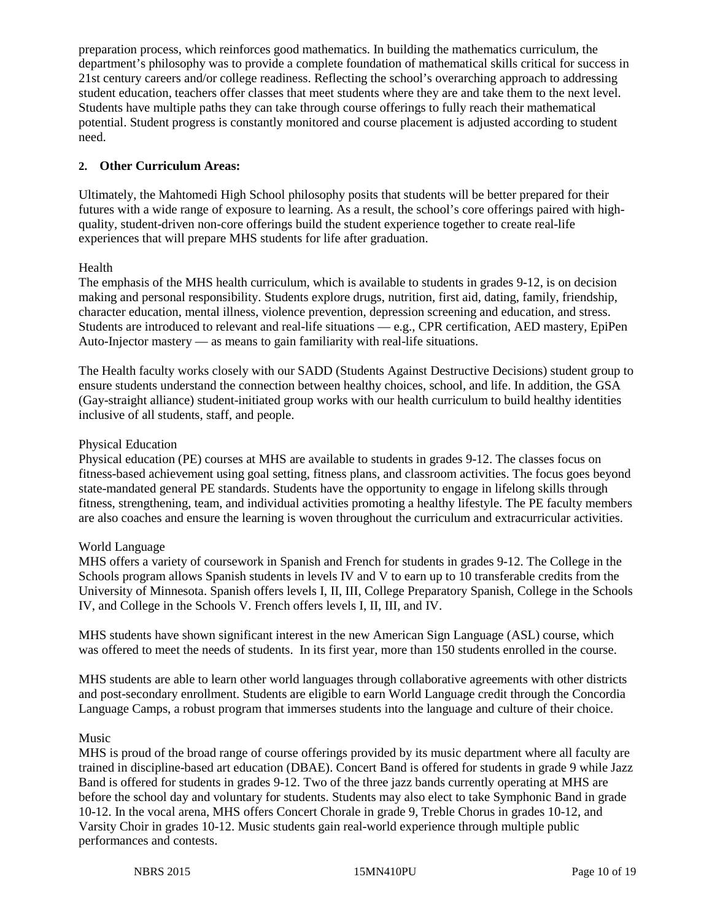preparation process, which reinforces good mathematics. In building the mathematics curriculum, the department's philosophy was to provide a complete foundation of mathematical skills critical for success in 21st century careers and/or college readiness. Reflecting the school's overarching approach to addressing student education, teachers offer classes that meet students where they are and take them to the next level. Students have multiple paths they can take through course offerings to fully reach their mathematical potential. Student progress is constantly monitored and course placement is adjusted according to student need.

**2. Other Curriculum Areas:**

Ultimately, the Mahtomedi High School philosophy posits that students will be better prepared for their futures with a wide range of exposure to learning. As a result, the school's core offerings paired with high-quality, student-driven non-core offerings build the student experience together to create real-life experiences that will prepare MHS students for life after graduation.

Health
The emphasis of the MHS health curriculum, which is available to students in grades 9-12, is on decision making and personal responsibility. Students explore drugs, nutrition, first aid, dating, family, friendship, character education, mental illness, violence prevention, depression screening and education, and stress. Students are introduced to relevant and real-life situations — e.g., CPR certification, AED mastery, EpiPen Auto-Injector mastery — as means to gain familiarity with real-life situations.

The Health faculty works closely with our SADD (Students Against Destructive Decisions) student group to ensure students understand the connection between healthy choices, school, and life. In addition, the GSA (Gay-straight alliance) student-initiated group works with our health curriculum to build healthy identities inclusive of all students, staff, and people.

Physical Education
Physical education (PE) courses at MHS are available to students in grades 9-12. The classes focus on fitness-based achievement using goal setting, fitness plans, and classroom activities. The focus goes beyond state-mandated general PE standards. Students have the opportunity to engage in lifelong skills through fitness, strengthening, team, and individual activities promoting a healthy lifestyle. The PE faculty members are also coaches and ensure the learning is woven throughout the curriculum and extracurricular activities.

World Language
MHS offers a variety of coursework in Spanish and French for students in grades 9-12. The College in the Schools program allows Spanish students in levels IV and V to earn up to 10 transferable credits from the University of Minnesota. Spanish offers levels I, II, III, College Preparatory Spanish, College in the Schools IV, and College in the Schools V. French offers levels I, II, III, and IV.

MHS students have shown significant interest in the new American Sign Language (ASL) course, which was offered to meet the needs of students. In its first year, more than 150 students enrolled in the course.

MHS students are able to learn other world languages through collaborative agreements with other districts and post-secondary enrollment. Students are eligible to earn World Language credit through the Concordia Language Camps, a robust program that immerses students into the language and culture of their choice.

Music
MHS is proud of the broad range of course offerings provided by its music department where all faculty are trained in discipline-based art education (DBAE). Concert Band is offered for students in grade 9 while Jazz Band is offered for students in grades 9-12. Two of the three jazz bands currently operating at MHS are before the school day and voluntary for students. Students may also elect to take Symphonic Band in grade 10-12. In the vocal arena, MHS offers Concert Chorale in grade 9, Treble Chorus in grades 10-12, and Varsity Choir in grades 10-12. Music students gain real-world experience through multiple public performances and contests.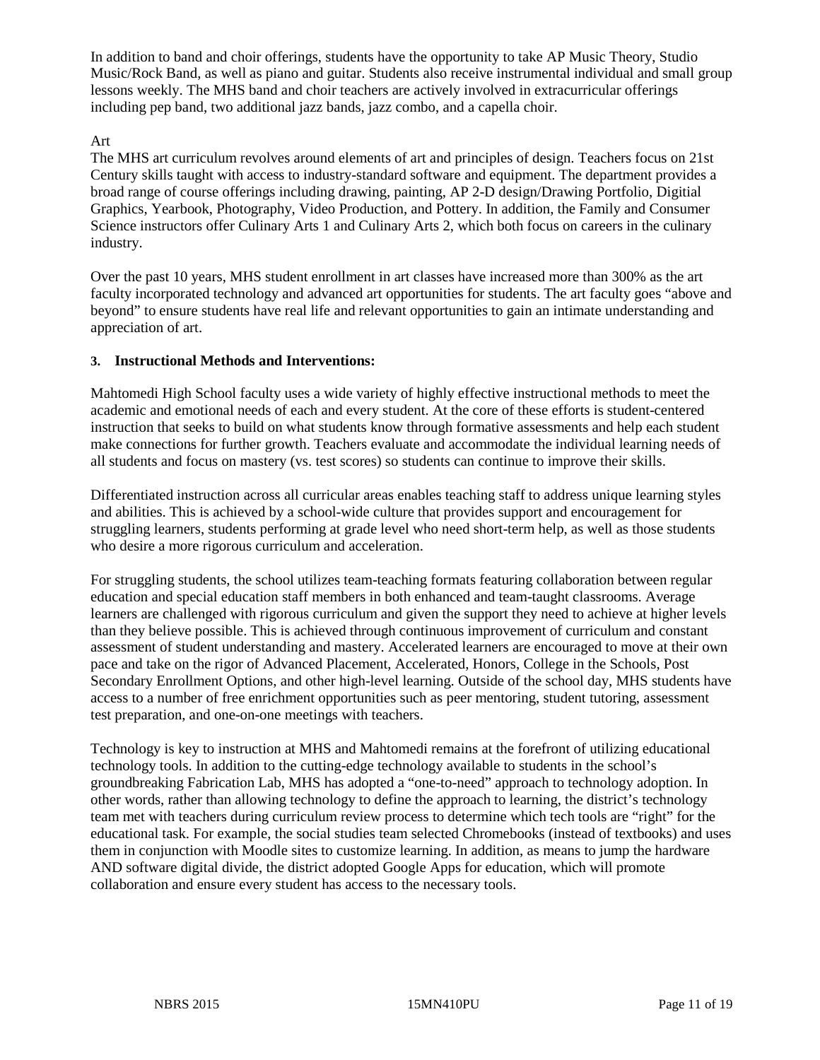In addition to band and choir offerings, students have the opportunity to take AP Music Theory, Studio Music/Rock Band, as well as piano and guitar. Students also receive instrumental individual and small group lessons weekly. The MHS band and choir teachers are actively involved in extracurricular offerings including pep band, two additional jazz bands, jazz combo, and a capella choir.

Art

The MHS art curriculum revolves around elements of art and principles of design. Teachers focus on 21st Century skills taught with access to industry-standard software and equipment. The department provides a broad range of course offerings including drawing, painting, AP 2-D design/Drawing Portfolio, Digitial Graphics, Yearbook, Photography, Video Production, and Pottery. In addition, the Family and Consumer Science instructors offer Culinary Arts 1 and Culinary Arts 2, which both focus on careers in the culinary industry.

Over the past 10 years, MHS student enrollment in art classes have increased more than 300% as the art faculty incorporated technology and advanced art opportunities for students. The art faculty goes "above and beyond" to ensure students have real life and relevant opportunities to gain an intimate understanding and appreciation of art.

**3. Instructional Methods and Interventions:**

Mahtomedi High School faculty uses a wide variety of highly effective instructional methods to meet the academic and emotional needs of each and every student. At the core of these efforts is student-centered instruction that seeks to build on what students know through formative assessments and help each student make connections for further growth. Teachers evaluate and accommodate the individual learning needs of all students and focus on mastery (vs. test scores) so students can continue to improve their skills.

Differentiated instruction across all curricular areas enables teaching staff to address unique learning styles and abilities. This is achieved by a school-wide culture that provides support and encouragement for struggling learners, students performing at grade level who need short-term help, as well as those students who desire a more rigorous curriculum and acceleration.

For struggling students, the school utilizes team-teaching formats featuring collaboration between regular education and special education staff members in both enhanced and team-taught classrooms. Average learners are challenged with rigorous curriculum and given the support they need to achieve at higher levels than they believe possible. This is achieved through continuous improvement of curriculum and constant assessment of student understanding and mastery. Accelerated learners are encouraged to move at their own pace and take on the rigor of Advanced Placement, Accelerated, Honors, College in the Schools, Post Secondary Enrollment Options, and other high-level learning. Outside of the school day, MHS students have access to a number of free enrichment opportunities such as peer mentoring, student tutoring, assessment test preparation, and one-on-one meetings with teachers.

Technology is key to instruction at MHS and Mahtomedi remains at the forefront of utilizing educational technology tools. In addition to the cutting-edge technology available to students in the school's groundbreaking Fabrication Lab, MHS has adopted a "one-to-need" approach to technology adoption. In other words, rather than allowing technology to define the approach to learning, the district's technology team met with teachers during curriculum review process to determine which tech tools are "right" for the educational task. For example, the social studies team selected Chromebooks (instead of textbooks) and uses them in conjunction with Moodle sites to customize learning. In addition, as means to jump the hardware AND software digital divide, the district adopted Google Apps for education, which will promote collaboration and ensure every student has access to the necessary tools.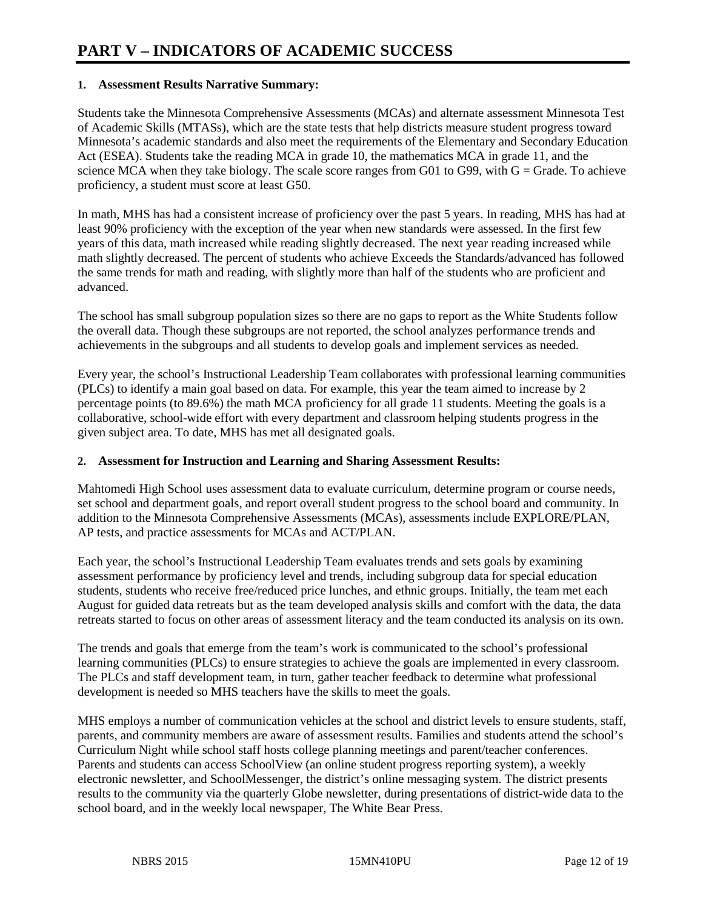# PART V – INDICATORS OF ACADEMIC SUCCESS

## 1. Assessment Results Narrative Summary:

Students take the Minnesota Comprehensive Assessments (MCAs) and alternate assessment Minnesota Test of Academic Skills (MTASs), which are the state tests that help districts measure student progress toward Minnesota's academic standards and also meet the requirements of the Elementary and Secondary Education Act (ESEA). Students take the reading MCA in grade 10, the mathematics MCA in grade 11, and the science MCA when they take biology. The scale score ranges from G01 to G99, with G = Grade. To achieve proficiency, a student must score at least G50.

In math, MHS has had a consistent increase of proficiency over the past 5 years. In reading, MHS has had at least 90% proficiency with the exception of the year when new standards were assessed. In the first few years of this data, math increased while reading slightly decreased. The next year reading increased while math slightly decreased. The percent of students who achieve Exceeds the Standards/advanced has followed the same trends for math and reading, with slightly more than half of the students who are proficient and advanced.

The school has small subgroup population sizes so there are no gaps to report as the White Students follow the overall data. Though these subgroups are not reported, the school analyzes performance trends and achievements in the subgroups and all students to develop goals and implement services as needed.

Every year, the school's Instructional Leadership Team collaborates with professional learning communities (PLCs) to identify a main goal based on data. For example, this year the team aimed to increase by 2 percentage points (to 89.6%) the math MCA proficiency for all grade 11 students. Meeting the goals is a collaborative, school-wide effort with every department and classroom helping students progress in the given subject area. To date, MHS has met all designated goals.

## 2. Assessment for Instruction and Learning and Sharing Assessment Results:

Mahtomedi High School uses assessment data to evaluate curriculum, determine program or course needs, set school and department goals, and report overall student progress to the school board and community. In addition to the Minnesota Comprehensive Assessments (MCAs), assessments include EXPLORE/PLAN, AP tests, and practice assessments for MCAs and ACT/PLAN.

Each year, the school's Instructional Leadership Team evaluates trends and sets goals by examining assessment performance by proficiency level and trends, including subgroup data for special education students, students who receive free/reduced price lunches, and ethnic groups. Initially, the team met each August for guided data retreats but as the team developed analysis skills and comfort with the data, the data retreats started to focus on other areas of assessment literacy and the team conducted its analysis on its own.

The trends and goals that emerge from the team's work is communicated to the school's professional learning communities (PLCs) to ensure strategies to achieve the goals are implemented in every classroom. The PLCs and staff development team, in turn, gather teacher feedback to determine what professional development is needed so MHS teachers have the skills to meet the goals.

MHS employs a number of communication vehicles at the school and district levels to ensure students, staff, parents, and community members are aware of assessment results. Families and students attend the school's Curriculum Night while school staff hosts college planning meetings and parent/teacher conferences. Parents and students can access SchoolView (an online student progress reporting system), a weekly electronic newsletter, and SchoolMessenger, the district's online messaging system. The district presents results to the community via the quarterly Globe newsletter, during presentations of district-wide data to the school board, and in the weekly local newspaper, The White Bear Press.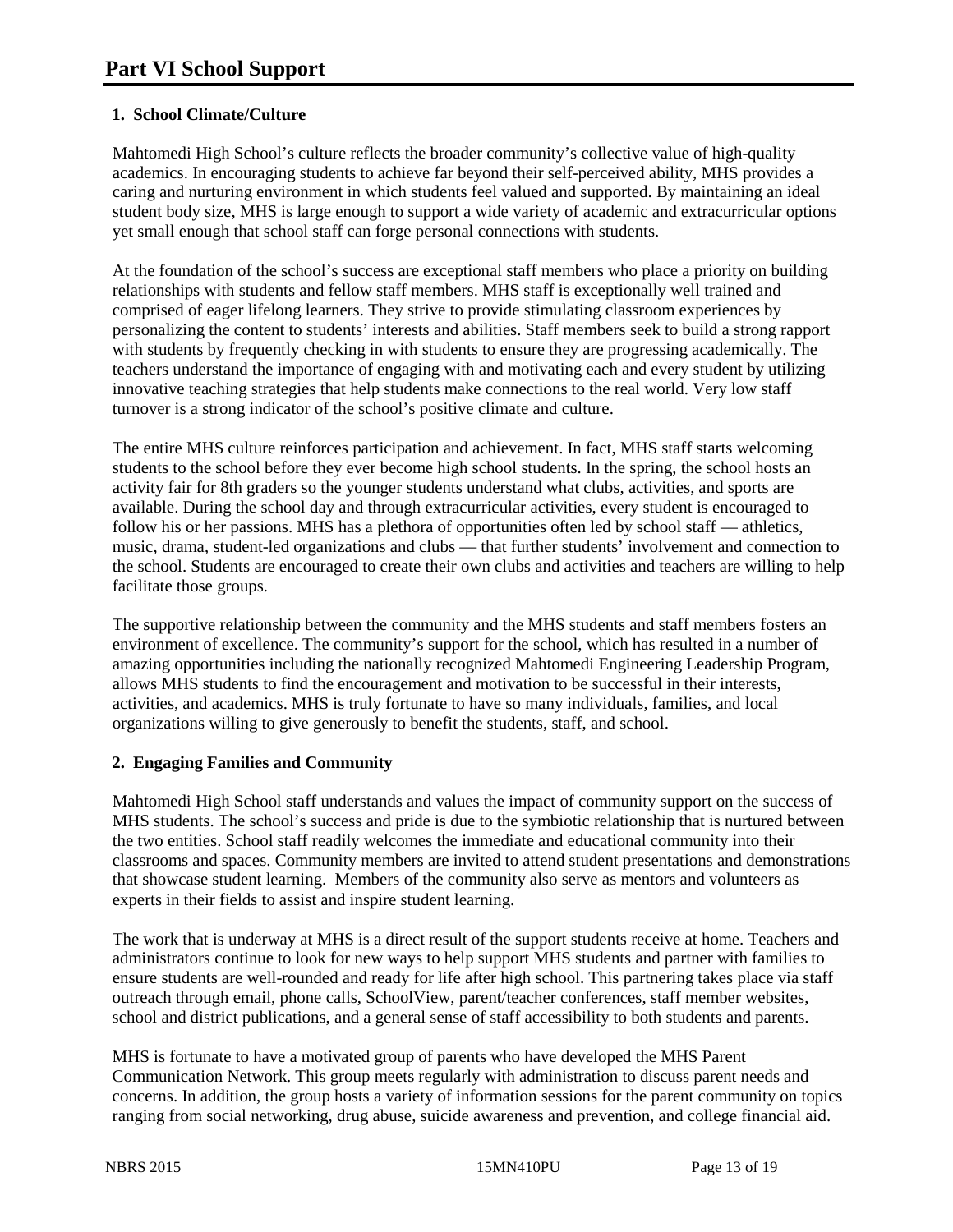# Part VI School Support

## 1. School Climate/Culture

Mahtomedi High School's culture reflects the broader community's collective value of high-quality academics. In encouraging students to achieve far beyond their self-perceived ability, MHS provides a caring and nurturing environment in which students feel valued and supported. By maintaining an ideal student body size, MHS is large enough to support a wide variety of academic and extracurricular options yet small enough that school staff can forge personal connections with students.

At the foundation of the school's success are exceptional staff members who place a priority on building relationships with students and fellow staff members. MHS staff is exceptionally well trained and comprised of eager lifelong learners. They strive to provide stimulating classroom experiences by personalizing the content to students' interests and abilities. Staff members seek to build a strong rapport with students by frequently checking in with students to ensure they are progressing academically. The teachers understand the importance of engaging with and motivating each and every student by utilizing innovative teaching strategies that help students make connections to the real world. Very low staff turnover is a strong indicator of the school's positive climate and culture.

The entire MHS culture reinforces participation and achievement. In fact, MHS staff starts welcoming students to the school before they ever become high school students. In the spring, the school hosts an activity fair for 8th graders so the younger students understand what clubs, activities, and sports are available. During the school day and through extracurricular activities, every student is encouraged to follow his or her passions. MHS has a plethora of opportunities often led by school staff — athletics, music, drama, student-led organizations and clubs — that further students' involvement and connection to the school. Students are encouraged to create their own clubs and activities and teachers are willing to help facilitate those groups.

The supportive relationship between the community and the MHS students and staff members fosters an environment of excellence. The community's support for the school, which has resulted in a number of amazing opportunities including the nationally recognized Mahtomedi Engineering Leadership Program, allows MHS students to find the encouragement and motivation to be successful in their interests, activities, and academics. MHS is truly fortunate to have so many individuals, families, and local organizations willing to give generously to benefit the students, staff, and school.

## 2. Engaging Families and Community

Mahtomedi High School staff understands and values the impact of community support on the success of MHS students. The school's success and pride is due to the symbiotic relationship that is nurtured between the two entities. School staff readily welcomes the immediate and educational community into their classrooms and spaces. Community members are invited to attend student presentations and demonstrations that showcase student learning. Members of the community also serve as mentors and volunteers as experts in their fields to assist and inspire student learning.

The work that is underway at MHS is a direct result of the support students receive at home. Teachers and administrators continue to look for new ways to help support MHS students and partner with families to ensure students are well-rounded and ready for life after high school. This partnering takes place via staff outreach through email, phone calls, SchoolView, parent/teacher conferences, staff member websites, school and district publications, and a general sense of staff accessibility to both students and parents.

MHS is fortunate to have a motivated group of parents who have developed the MHS Parent Communication Network. This group meets regularly with administration to discuss parent needs and concerns. In addition, the group hosts a variety of information sessions for the parent community on topics ranging from social networking, drug abuse, suicide awareness and prevention, and college financial aid.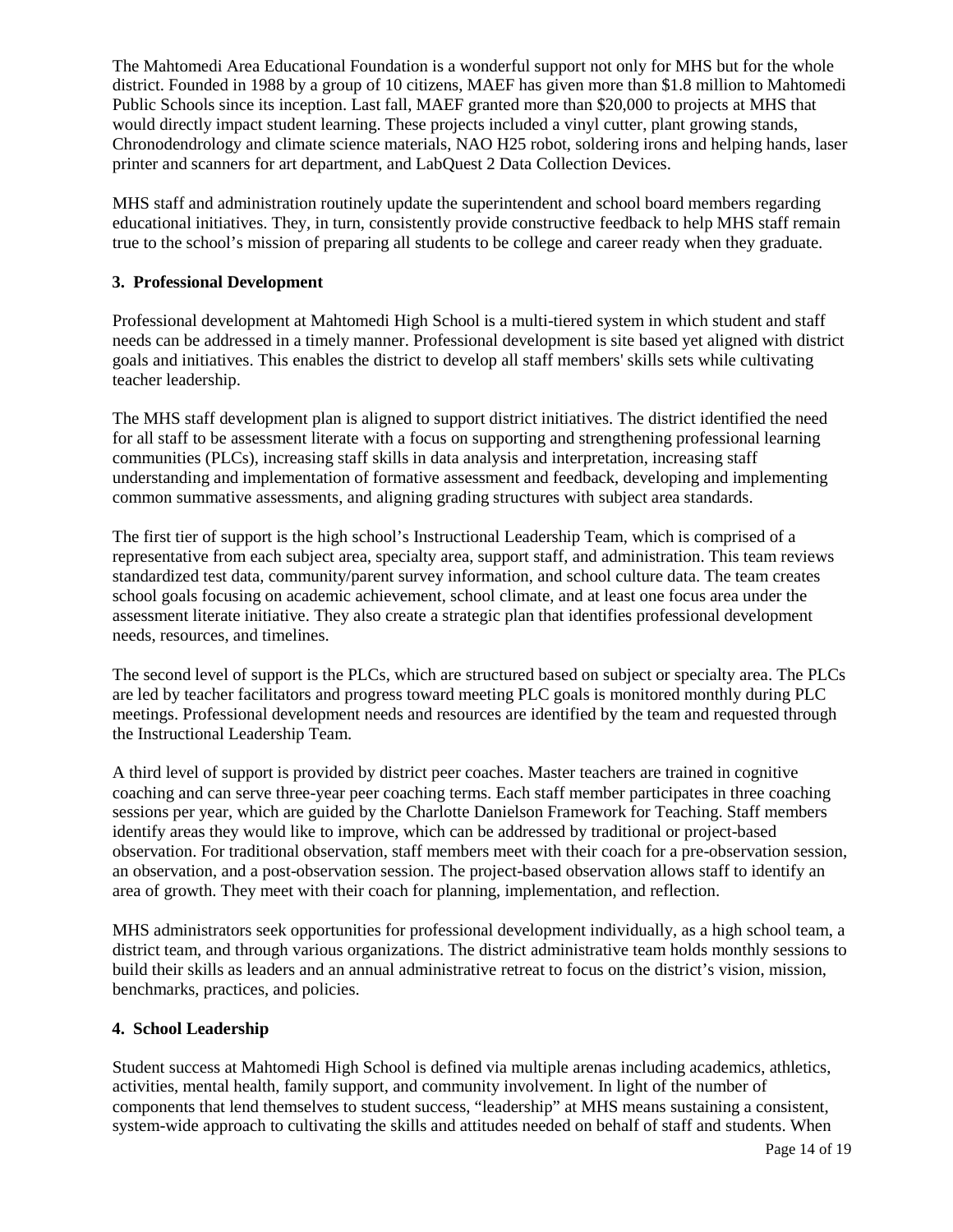The Mahtomedi Area Educational Foundation is a wonderful support not only for MHS but for the whole district. Founded in 1988 by a group of 10 citizens, MAEF has given more than $1.8 million to Mahtomedi Public Schools since its inception. Last fall, MAEF granted more than $20,000 to projects at MHS that would directly impact student learning. These projects included a vinyl cutter, plant growing stands, Chronodendrology and climate science materials, NAO H25 robot, soldering irons and helping hands, laser printer and scanners for art department, and LabQuest 2 Data Collection Devices.

MHS staff and administration routinely update the superintendent and school board members regarding educational initiatives. They, in turn, consistently provide constructive feedback to help MHS staff remain true to the school's mission of preparing all students to be college and career ready when they graduate.

### 3. Professional Development

Professional development at Mahtomedi High School is a multi-tiered system in which student and staff needs can be addressed in a timely manner. Professional development is site based yet aligned with district goals and initiatives. This enables the district to develop all staff members' skills sets while cultivating teacher leadership.

The MHS staff development plan is aligned to support district initiatives. The district identified the need for all staff to be assessment literate with a focus on supporting and strengthening professional learning communities (PLCs), increasing staff skills in data analysis and interpretation, increasing staff understanding and implementation of formative assessment and feedback, developing and implementing common summative assessments, and aligning grading structures with subject area standards.

The first tier of support is the high school's Instructional Leadership Team, which is comprised of a representative from each subject area, specialty area, support staff, and administration. This team reviews standardized test data, community/parent survey information, and school culture data. The team creates school goals focusing on academic achievement, school climate, and at least one focus area under the assessment literate initiative. They also create a strategic plan that identifies professional development needs, resources, and timelines.

The second level of support is the PLCs, which are structured based on subject or specialty area. The PLCs are led by teacher facilitators and progress toward meeting PLC goals is monitored monthly during PLC meetings. Professional development needs and resources are identified by the team and requested through the Instructional Leadership Team.

A third level of support is provided by district peer coaches. Master teachers are trained in cognitive coaching and can serve three-year peer coaching terms. Each staff member participates in three coaching sessions per year, which are guided by the Charlotte Danielson Framework for Teaching. Staff members identify areas they would like to improve, which can be addressed by traditional or project-based observation. For traditional observation, staff members meet with their coach for a pre-observation session, an observation, and a post-observation session. The project-based observation allows staff to identify an area of growth. They meet with their coach for planning, implementation, and reflection.

MHS administrators seek opportunities for professional development individually, as a high school team, a district team, and through various organizations. The district administrative team holds monthly sessions to build their skills as leaders and an annual administrative retreat to focus on the district's vision, mission, benchmarks, practices, and policies.

### 4. School Leadership

Student success at Mahtomedi High School is defined via multiple arenas including academics, athletics, activities, mental health, family support, and community involvement. In light of the number of components that lend themselves to student success, "leadership" at MHS means sustaining a consistent, system-wide approach to cultivating the skills and attitudes needed on behalf of staff and students. When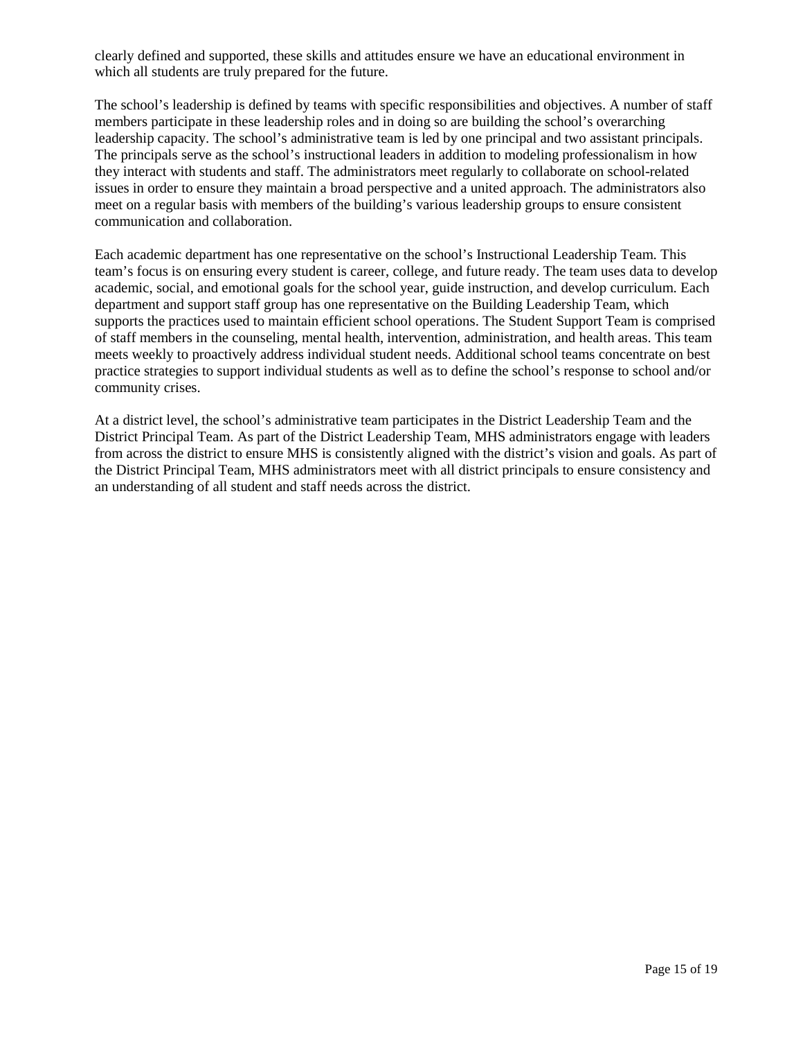clearly defined and supported, these skills and attitudes ensure we have an educational environment in which all students are truly prepared for the future.

The school's leadership is defined by teams with specific responsibilities and objectives. A number of staff members participate in these leadership roles and in doing so are building the school's overarching leadership capacity. The school's administrative team is led by one principal and two assistant principals. The principals serve as the school's instructional leaders in addition to modeling professionalism in how they interact with students and staff. The administrators meet regularly to collaborate on school-related issues in order to ensure they maintain a broad perspective and a united approach. The administrators also meet on a regular basis with members of the building's various leadership groups to ensure consistent communication and collaboration.

Each academic department has one representative on the school's Instructional Leadership Team. This team's focus is on ensuring every student is career, college, and future ready. The team uses data to develop academic, social, and emotional goals for the school year, guide instruction, and develop curriculum. Each department and support staff group has one representative on the Building Leadership Team, which supports the practices used to maintain efficient school operations. The Student Support Team is comprised of staff members in the counseling, mental health, intervention, administration, and health areas. This team meets weekly to proactively address individual student needs. Additional school teams concentrate on best practice strategies to support individual students as well as to define the school's response to school and/or community crises.

At a district level, the school's administrative team participates in the District Leadership Team and the District Principal Team. As part of the District Leadership Team, MHS administrators engage with leaders from across the district to ensure MHS is consistently aligned with the district's vision and goals. As part of the District Principal Team, MHS administrators meet with all district principals to ensure consistency and an understanding of all student and staff needs across the district.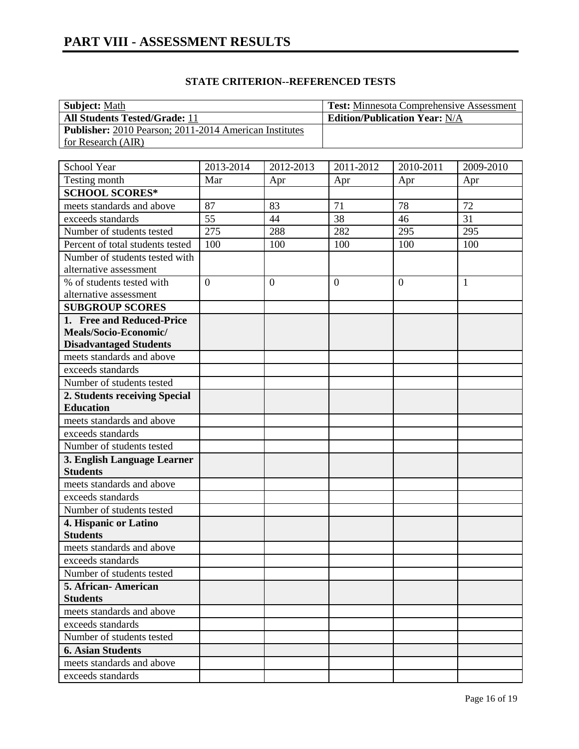# PART VIII - ASSESSMENT RESULTS

## STATE CRITERION--REFERENCED TESTS

| **Subject:** Math | **Test:** Minnesota Comprehensive Assessment |
|---|---|
| **All Students Tested/Grade:** 11 | **Edition/Publication Year:** N/A |
| **Publisher:** 2010 Pearson; 2011-2014 American Institutes for Research (AIR) | |

| School Year | 2013-2014 | 2012-2013 | 2011-2012 | 2010-2011 | 2009-2010 |
|---|---|---|---|---|---|
| Testing month | Mar | Apr | Apr | Apr | Apr |
| **SCHOOL SCORES*** | | | | | |
| meets standards and above | 87 | 83 | 71 | 78 | 72 |
| exceeds standards | 55 | 44 | 38 | 46 | 31 |
| Number of students tested | 275 | 288 | 282 | 295 | 295 |
| Percent of total students tested | 100 | 100 | 100 | 100 | 100 |
| Number of students tested with alternative assessment | | | | | |
| % of students tested with alternative assessment | 0 | 0 | 0 | 0 | 1 |
| **SUBGROUP SCORES** | | | | | |
| **1. Free and Reduced-Price Meals/Socio-Economic/ Disadvantaged Students** | | | | | |
| meets standards and above | | | | | |
| exceeds standards | | | | | |
| Number of students tested | | | | | |
| **2. Students receiving Special Education** | | | | | |
| meets standards and above | | | | | |
| exceeds standards | | | | | |
| Number of students tested | | | | | |
| **3. English Language Learner Students** | | | | | |
| meets standards and above | | | | | |
| exceeds standards | | | | | |
| Number of students tested | | | | | |
| **4. Hispanic or Latino Students** | | | | | |
| meets standards and above | | | | | |
| exceeds standards | | | | | |
| Number of students tested | | | | | |
| **5. African- American Students** | | | | | |
| meets standards and above | | | | | |
| exceeds standards | | | | | |
| Number of students tested | | | | | |
| **6. Asian Students** | | | | | |
| meets standards and above | | | | | |
| exceeds standards | | | | | |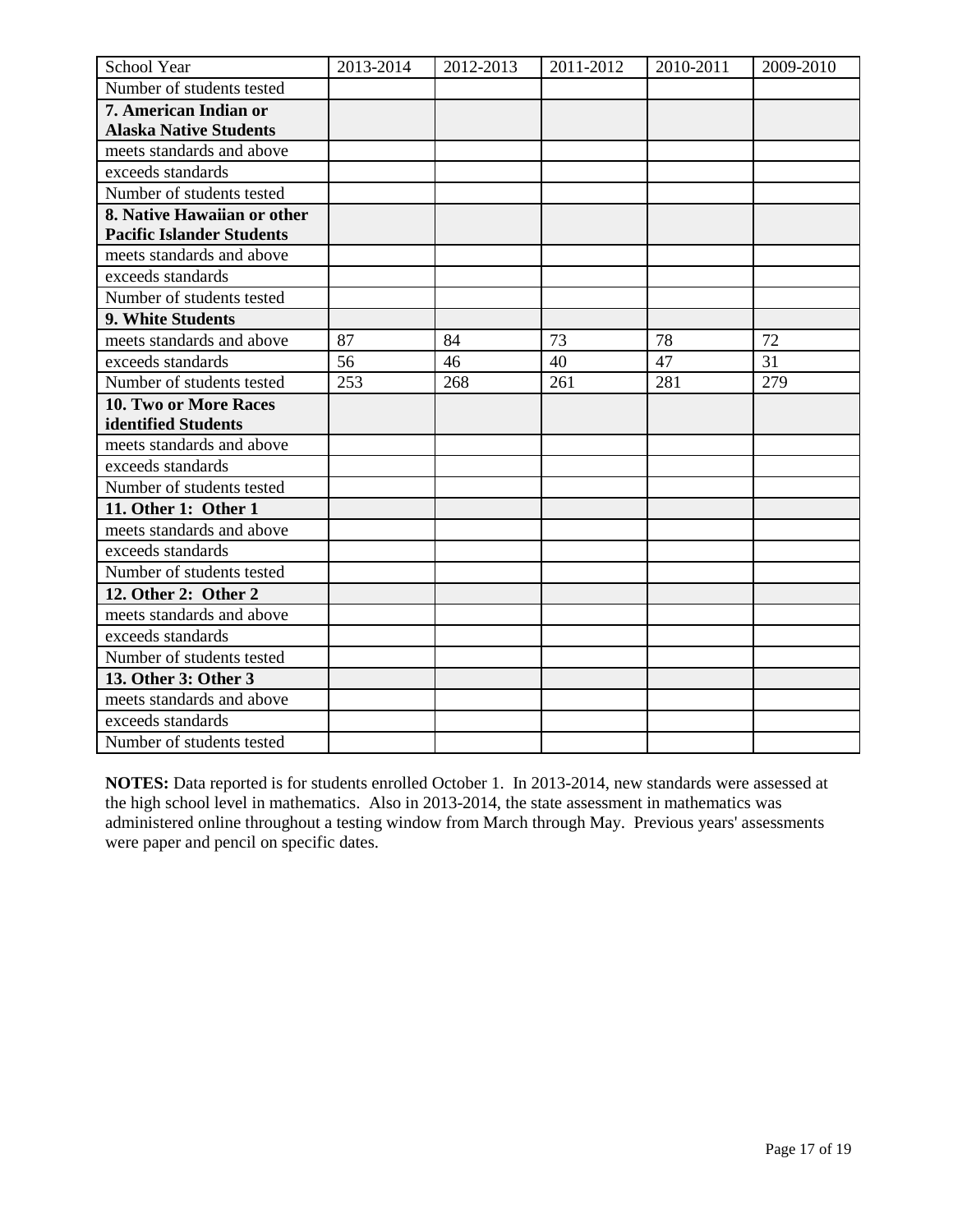| School Year | 2013-2014 | 2012-2013 | 2011-2012 | 2010-2011 | 2009-2010 |
|---|---|---|---|---|---|
| Number of students tested | | | | | |
| **7. American Indian or Alaska Native Students** | | | | | |
| meets standards and above | | | | | |
| exceeds standards | | | | | |
| Number of students tested | | | | | |
| **8. Native Hawaiian or other Pacific Islander Students** | | | | | |
| meets standards and above | | | | | |
| exceeds standards | | | | | |
| Number of students tested | | | | | |
| **9. White Students** | | | | | |
| meets standards and above | 87 | 84 | 73 | 78 | 72 |
| exceeds standards | 56 | 46 | 40 | 47 | 31 |
| Number of students tested | 253 | 268 | 261 | 281 | 279 |
| **10. Two or More Races identified Students** | | | | | |
| meets standards and above | | | | | |
| exceeds standards | | | | | |
| Number of students tested | | | | | |
| **11. Other 1: Other 1** | | | | | |
| meets standards and above | | | | | |
| exceeds standards | | | | | |
| Number of students tested | | | | | |
| **12. Other 2: Other 2** | | | | | |
| meets standards and above | | | | | |
| exceeds standards | | | | | |
| Number of students tested | | | | | |
| **13. Other 3: Other 3** | | | | | |
| meets standards and above | | | | | |
| exceeds standards | | | | | |
| Number of students tested | | | | | |

**NOTES:** Data reported is for students enrolled October 1. In 2013-2014, new standards were assessed at the high school level in mathematics. Also in 2013-2014, the state assessment in mathematics was administered online throughout a testing window from March through May. Previous years' assessments were paper and pencil on specific dates.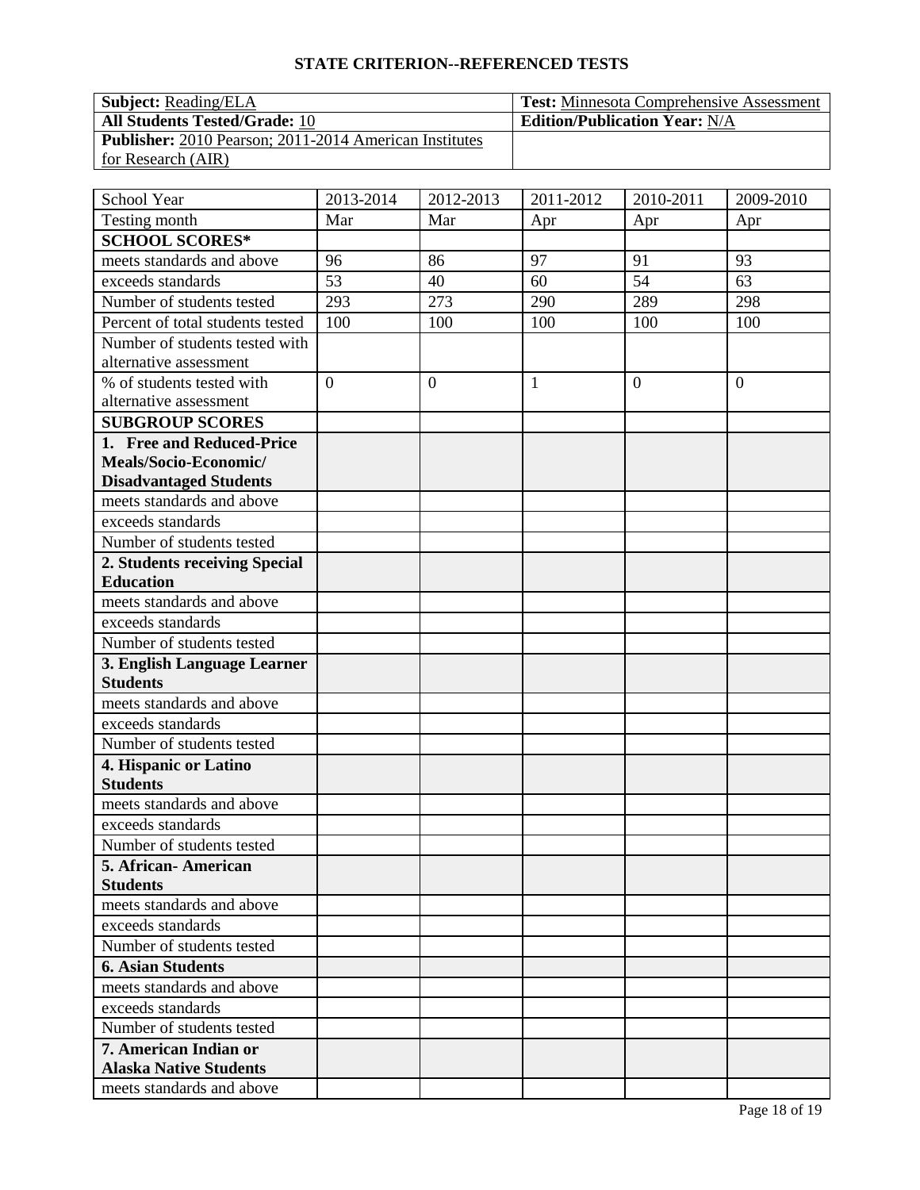## STATE CRITERION--REFERENCED TESTS

| **Subject:** Reading/ELA | **Test:** Minnesota Comprehensive Assessment |
| --- | --- |
| **All Students Tested/Grade:** 10 | **Edition/Publication Year:** N/A |
| **Publisher:** 2010 Pearson; 2011-2014 American Institutes for Research (AIR) | |

| School Year | 2013-2014 | 2012-2013 | 2011-2012 | 2010-2011 | 2009-2010 |
| --- | --- | --- | --- | --- | --- |
| Testing month | Mar | Mar | Apr | Apr | Apr |
| **SCHOOL SCORES*** | | | | | |
| meets standards and above | 96 | 86 | 97 | 91 | 93 |
| exceeds standards | 53 | 40 | 60 | 54 | 63 |
| Number of students tested | 293 | 273 | 290 | 289 | 298 |
| Percent of total students tested | 100 | 100 | 100 | 100 | 100 |
| Number of students tested with alternative assessment | | | | | |
| % of students tested with alternative assessment | 0 | 0 | 1 | 0 | 0 |
| **SUBGROUP SCORES** | | | | | |
| **1. Free and Reduced-Price Meals/Socio-Economic/ Disadvantaged Students** | | | | | |
| meets standards and above | | | | | |
| exceeds standards | | | | | |
| Number of students tested | | | | | |
| **2. Students receiving Special Education** | | | | | |
| meets standards and above | | | | | |
| exceeds standards | | | | | |
| Number of students tested | | | | | |
| **3. English Language Learner Students** | | | | | |
| meets standards and above | | | | | |
| exceeds standards | | | | | |
| Number of students tested | | | | | |
| **4. Hispanic or Latino Students** | | | | | |
| meets standards and above | | | | | |
| exceeds standards | | | | | |
| Number of students tested | | | | | |
| **5. African- American Students** | | | | | |
| meets standards and above | | | | | |
| exceeds standards | | | | | |
| Number of students tested | | | | | |
| **6. Asian Students** | | | | | |
| meets standards and above | | | | | |
| exceeds standards | | | | | |
| Number of students tested | | | | | |
| **7. American Indian or Alaska Native Students** | | | | | |
| meets standards and above | | | | | |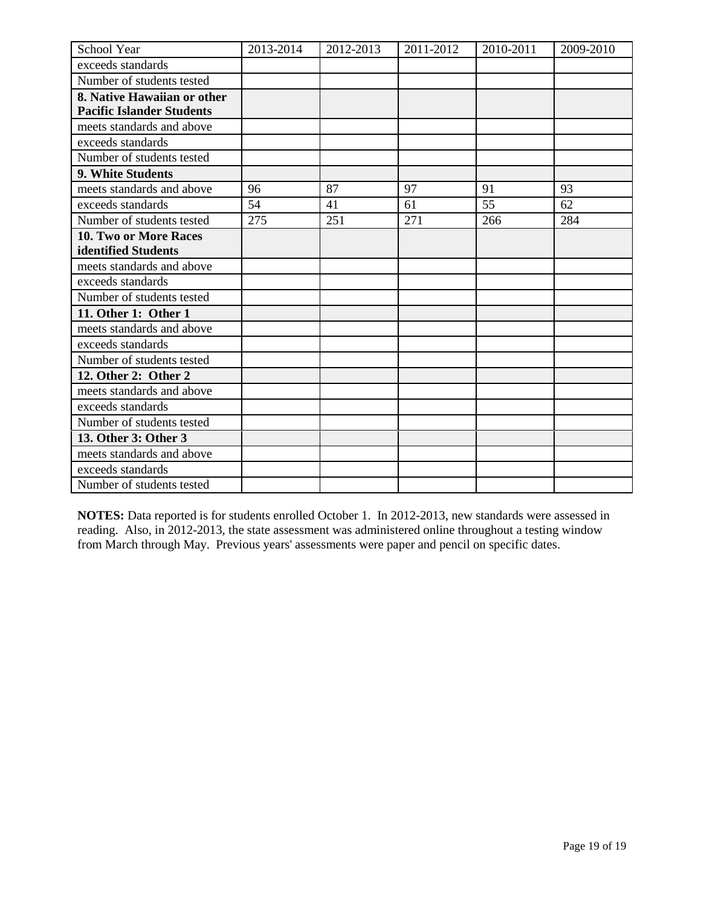| School Year | 2013-2014 | 2012-2013 | 2011-2012 | 2010-2011 | 2009-2010 |
|---|---|---|---|---|---|
| exceeds standards | | | | | |
| Number of students tested | | | | | |
| **8. Native Hawaiian or other Pacific Islander Students** | | | | | |
| meets standards and above | | | | | |
| exceeds standards | | | | | |
| Number of students tested | | | | | |
| **9. White Students** | | | | | |
| meets standards and above | 96 | 87 | 97 | 91 | 93 |
| exceeds standards | 54 | 41 | 61 | 55 | 62 |
| Number of students tested | 275 | 251 | 271 | 266 | 284 |
| **10. Two or More Races identified Students** | | | | | |
| meets standards and above | | | | | |
| exceeds standards | | | | | |
| Number of students tested | | | | | |
| **11. Other 1: Other 1** | | | | | |
| meets standards and above | | | | | |
| exceeds standards | | | | | |
| Number of students tested | | | | | |
| **12. Other 2: Other 2** | | | | | |
| meets standards and above | | | | | |
| exceeds standards | | | | | |
| Number of students tested | | | | | |
| **13. Other 3: Other 3** | | | | | |
| meets standards and above | | | | | |
| exceeds standards | | | | | |
| Number of students tested | | | | | |

**NOTES:** Data reported is for students enrolled October 1. In 2012-2013, new standards were assessed in reading. Also, in 2012-2013, the state assessment was administered online throughout a testing window from March through May. Previous years' assessments were paper and pencil on specific dates.